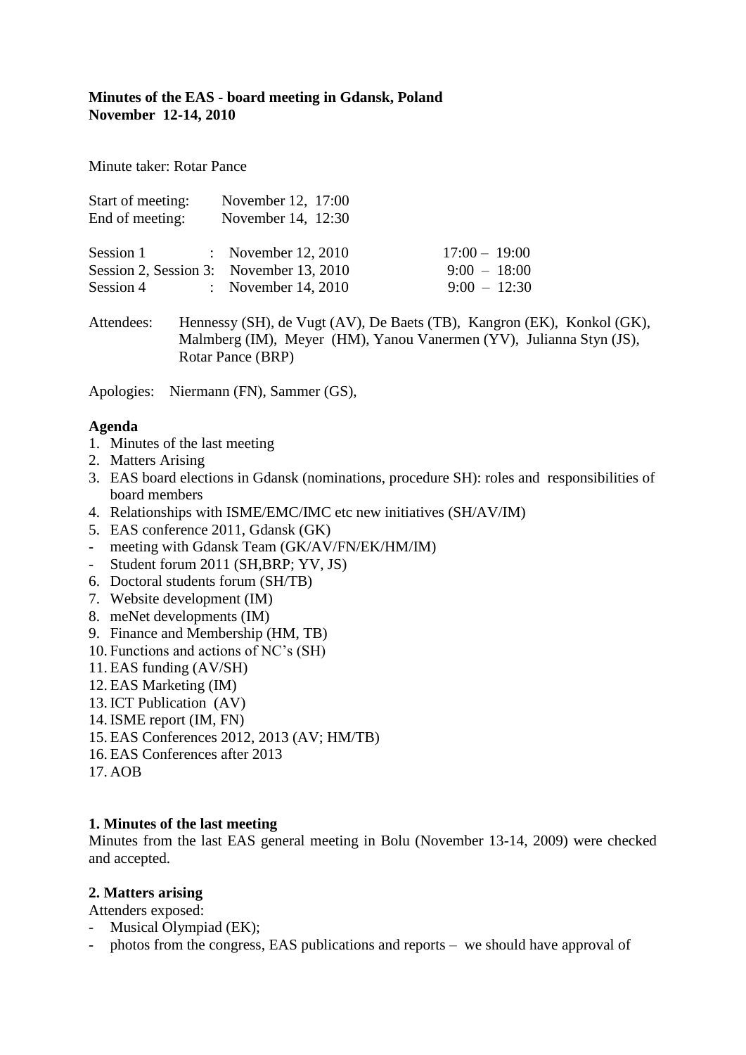**Minutes of the EAS - board meeting in Gdansk, Poland**
**November 12-14, 2010**

Minute taker: Rotar Pance

| | | |
|---|---|---|
| Start of meeting: | November 12, 17:00 | |
| End of meeting: | November 14, 12:30 | |
| Session 1 : | November 12, 2010 | 17:00 – 19:00 |
| Session 2, Session 3: | November 13, 2010 | 9:00 – 18:00 |
| Session 4 : | November 14, 2010 | 9:00 – 12:30 |

Attendees: Hennessy (SH), de Vugt (AV), De Baets (TB), Kangron (EK), Konkol (GK), Malmberg (IM), Meyer (HM), Yanou Vanermen (YV), Julianna Styn (JS), Rotar Pance (BRP)

Apologies: Niermann (FN), Sammer (GS),

**Agenda**

1. Minutes of the last meeting
2. Matters Arising
3. EAS board elections in Gdansk (nominations, procedure SH): roles and responsibilities of board members
4. Relationships with ISME/EMC/IMC etc new initiatives (SH/AV/IM)
5. EAS conference 2011, Gdansk (GK)
   - meeting with Gdansk Team (GK/AV/FN/EK/HM/IM)
   - Student forum 2011 (SH,BRP; YV, JS)
6. Doctoral students forum (SH/TB)
7. Website development (IM)
8. meNet developments (IM)
9. Finance and Membership (HM, TB)
10. Functions and actions of NC's (SH)
11. EAS funding (AV/SH)
12. EAS Marketing (IM)
13. ICT Publication (AV)
14. ISME report (IM, FN)
15. EAS Conferences 2012, 2013 (AV; HM/TB)
16. EAS Conferences after 2013
17. AOB

**1. Minutes of the last meeting**

Minutes from the last EAS general meeting in Bolu (November 13-14, 2009) were checked and accepted.

**2. Matters arising**

Attenders exposed:

- Musical Olympiad (EK);
- photos from the congress, EAS publications and reports – we should have approval of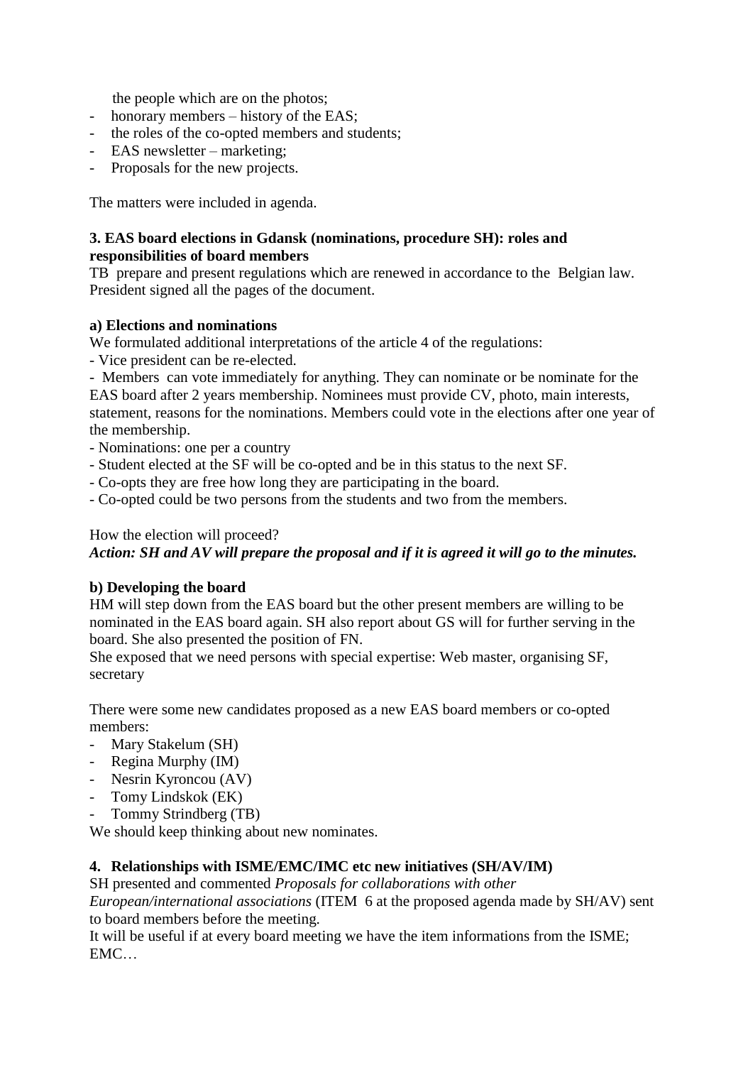the people which are on the photos;

- honorary members – history of the EAS;
- the roles of the co-opted members and students;
- EAS newsletter – marketing;
- Proposals for the new projects.

The matters were included in agenda.

**3. EAS board elections in Gdansk (nominations, procedure SH): roles and responsibilities of board members**

TB prepare and present regulations which are renewed in accordance to the Belgian law. President signed all the pages of the document.

**a) Elections and nominations**

We formulated additional interpretations of the article 4 of the regulations:

- Vice president can be re-elected.
- Members can vote immediately for anything. They can nominate or be nominate for the EAS board after 2 years membership. Nominees must provide CV, photo, main interests, statement, reasons for the nominations. Members could vote in the elections after one year of the membership.
- Nominations: one per a country
- Student elected at the SF will be co-opted and be in this status to the next SF.
- Co-opts they are free how long they are participating in the board.
- Co-opted could be two persons from the students and two from the members.

How the election will proceed?

***Action: SH and AV will prepare the proposal and if it is agreed it will go to the minutes.***

**b) Developing the board**

HM will step down from the EAS board but the other present members are willing to be nominated in the EAS board again. SH also report about GS will for further serving in the board. She also presented the position of FN.

She exposed that we need persons with special expertise: Web master, organising SF, secretary

There were some new candidates proposed as a new EAS board members or co-opted members:

- Mary Stakelum (SH)
- Regina Murphy (IM)
- Nesrin Kyroncou (AV)
- Tomy Lindskok (EK)
- Tommy Strindberg (TB)

We should keep thinking about new nominates.

**4. Relationships with ISME/EMC/IMC etc new initiatives (SH/AV/IM)**

SH presented and commented *Proposals for collaborations with other European/international associations* (ITEM 6 at the proposed agenda made by SH/AV) sent to board members before the meeting.

It will be useful if at every board meeting we have the item informations from the ISME; EMC…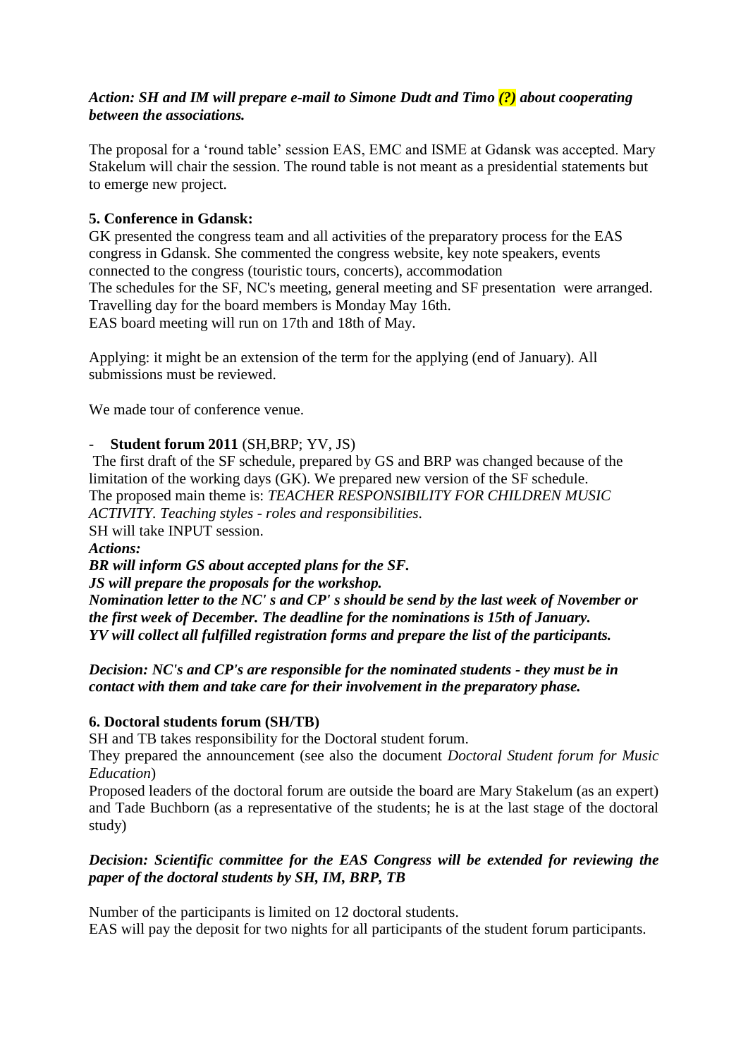***Action: SH and IM will prepare e-mail to Simone Dudt and Timo (?) about cooperating between the associations.***

The proposal for a 'round table' session EAS, EMC and ISME at Gdansk was accepted. Mary Stakelum will chair the session. The round table is not meant as a presidential statements but to emerge new project.

**5. Conference in Gdansk:**

GK presented the congress team and all activities of the preparatory process for the EAS congress in Gdansk. She commented the congress website, key note speakers, events connected to the congress (touristic tours, concerts), accommodation
The schedules for the SF, NC's meeting, general meeting and SF presentation were arranged.
Travelling day for the board members is Monday May 16th.
EAS board meeting will run on 17th and 18th of May.

Applying: it might be an extension of the term for the applying (end of January). All submissions must be reviewed.

We made tour of conference venue.

- **Student forum 2011** (SH,BRP; YV, JS)

The first draft of the SF schedule, prepared by GS and BRP was changed because of the limitation of the working days (GK). We prepared new version of the SF schedule.
The proposed main theme is: *TEACHER RESPONSIBILITY FOR CHILDREN MUSIC ACTIVITY. Teaching styles - roles and responsibilities*.
SH will take INPUT session.
***Actions:***
***BR will inform GS about accepted plans for the SF.***
***JS will prepare the proposals for the workshop.***
***Nomination letter to the NC' s and CP' s should be send by the last week of November or the first week of December. The deadline for the nominations is 15th of January.***
***YV will collect all fulfilled registration forms and prepare the list of the participants.***

***Decision: NC's and CP's are responsible for the nominated students - they must be in contact with them and take care for their involvement in the preparatory phase.***

**6. Doctoral students forum (SH/TB)**

SH and TB takes responsibility for the Doctoral student forum.
They prepared the announcement (see also the document *Doctoral Student forum for Music Education*)
Proposed leaders of the doctoral forum are outside the board are Mary Stakelum (as an expert) and Tade Buchborn (as a representative of the students; he is at the last stage of the doctoral study)

***Decision: Scientific committee for the EAS Congress will be extended for reviewing the paper of the doctoral students by SH, IM, BRP, TB***

Number of the participants is limited on 12 doctoral students.
EAS will pay the deposit for two nights for all participants of the student forum participants.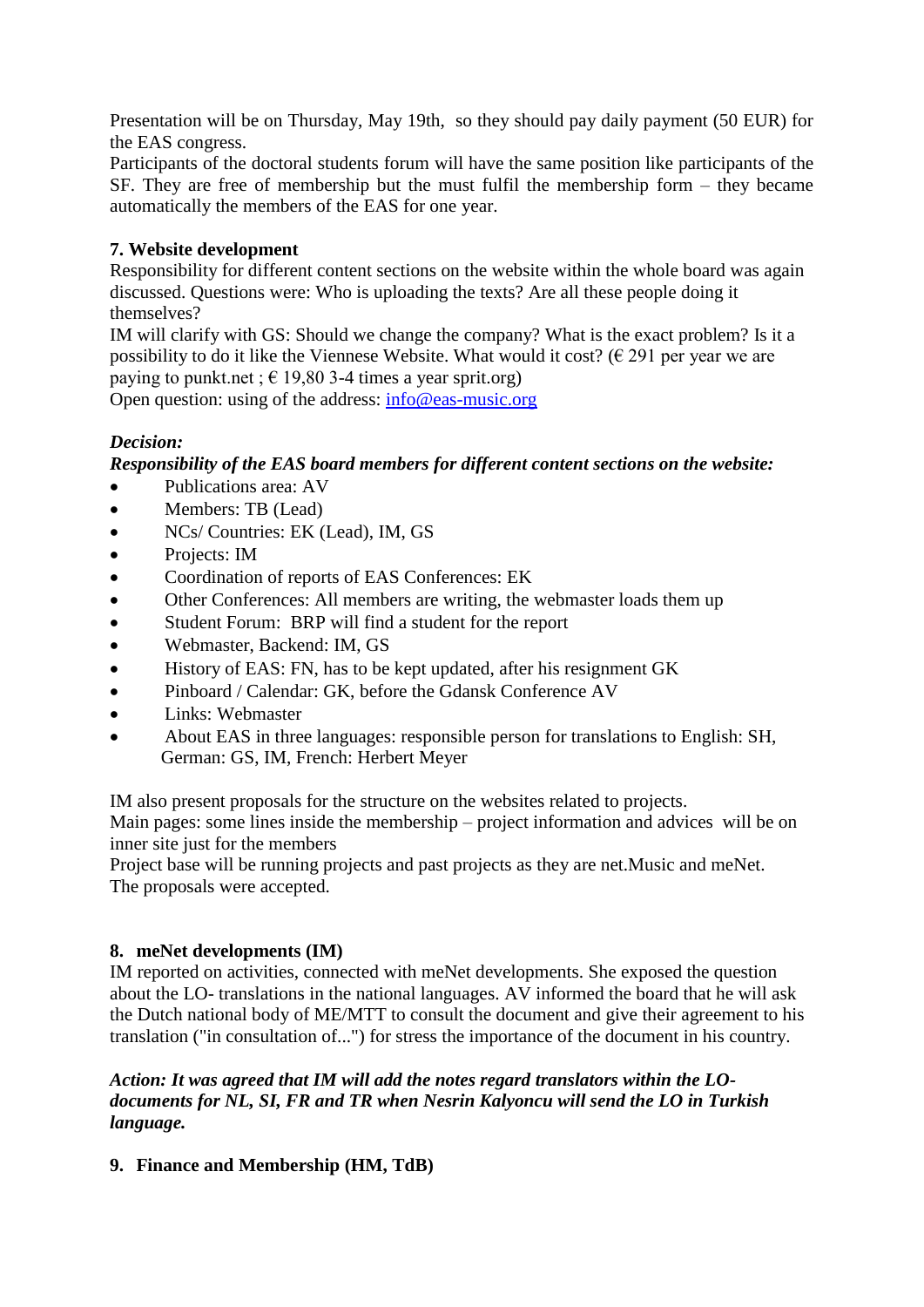Presentation will be on Thursday, May 19th, so they should pay daily payment (50 EUR) for the EAS congress.
Participants of the doctoral students forum will have the same position like participants of the SF. They are free of membership but the must fulfil the membership form – they became automatically the members of the EAS for one year.

**7. Website development**

Responsibility for different content sections on the website within the whole board was again discussed. Questions were: Who is uploading the texts? Are all these people doing it themselves?
IM will clarify with GS: Should we change the company? What is the exact problem? Is it a possibility to do it like the Viennese Website. What would it cost? (€ 291 per year we are paying to punkt.net ; € 19,80 3-4 times a year sprit.org)
Open question: using of the address: info@eas-music.org

***Decision:***

***Responsibility of the EAS board members for different content sections on the website:***

- Publications area: AV
- Members: TB (Lead)
- NCs/ Countries: EK (Lead), IM, GS
- Projects: IM
- Coordination of reports of EAS Conferences: EK
- Other Conferences: All members are writing, the webmaster loads them up
- Student Forum: BRP will find a student for the report
- Webmaster, Backend: IM, GS
- History of EAS: FN, has to be kept updated, after his resignment GK
- Pinboard / Calendar: GK, before the Gdansk Conference AV
- Links: Webmaster
- About EAS in three languages: responsible person for translations to English: SH, German: GS, IM, French: Herbert Meyer

IM also present proposals for the structure on the websites related to projects.
Main pages: some lines inside the membership – project information and advices will be on inner site just for the members
Project base will be running projects and past projects as they are net.Music and meNet.
The proposals were accepted.

**8. meNet developments (IM)**

IM reported on activities, connected with meNet developments. She exposed the question about the LO- translations in the national languages. AV informed the board that he will ask the Dutch national body of ME/MTT to consult the document and give their agreement to his translation ("in consultation of...") for stress the importance of the document in his country.

***Action: It was agreed that IM will add the notes regard translators within the LO-documents for NL, SI, FR and TR when Nesrin Kalyoncu will send the LO in Turkish language.***

**9. Finance and Membership (HM, TdB)**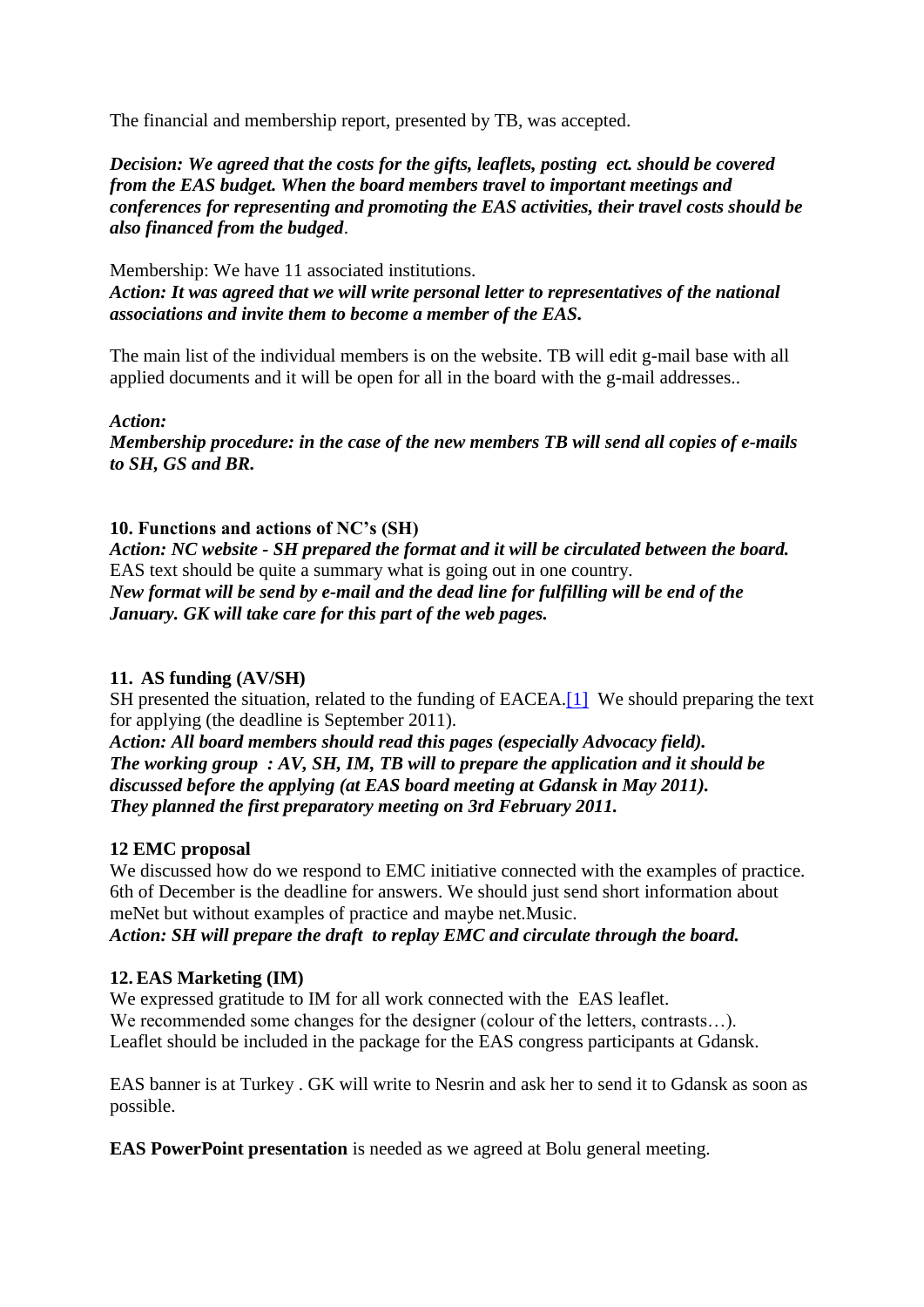The financial and membership report, presented by TB, was accepted.

***Decision: We agreed that the costs for the gifts, leaflets, posting ect. should be covered from the EAS budget. When the board members travel to important meetings and conferences for representing and promoting the EAS activities, their travel costs should be also financed from the budged***.

Membership: We have 11 associated institutions.
***Action: It was agreed that we will write personal letter to representatives of the national associations and invite them to become a member of the EAS.***

The main list of the individual members is on the website. TB will edit g-mail base with all applied documents and it will be open for all in the board with the g-mail addresses..

***Action:***
***Membership procedure: in the case of the new members TB will send all copies of e-mails to SH, GS and BR.***

**10. Functions and actions of NC's (SH)**
***Action: NC website - SH prepared the format and it will be circulated between the board.***
EAS text should be quite a summary what is going out in one country.
***New format will be send by e-mail and the dead line for fulfilling will be end of the January. GK will take care for this part of the web pages.***

**11. AS funding (AV/SH)**
SH presented the situation, related to the funding of EACEA.[1] We should preparing the text for applying (the deadline is September 2011).
***Action: All board members should read this pages (especially Advocacy field).***
***The working group : AV, SH, IM, TB will to prepare the application and it should be discussed before the applying (at EAS board meeting at Gdansk in May 2011).***
***They planned the first preparatory meeting on 3rd February 2011.***

**12 EMC proposal**
We discussed how do we respond to EMC initiative connected with the examples of practice. 6th of December is the deadline for answers. We should just send short information about meNet but without examples of practice and maybe net.Music.
***Action: SH will prepare the draft to replay EMC and circulate through the board.***

**12. EAS Marketing (IM)**
We expressed gratitude to IM for all work connected with the EAS leaflet.
We recommended some changes for the designer (colour of the letters, contrasts…).
Leaflet should be included in the package for the EAS congress participants at Gdansk.

EAS banner is at Turkey . GK will write to Nesrin and ask her to send it to Gdansk as soon as possible.

**EAS PowerPoint presentation** is needed as we agreed at Bolu general meeting.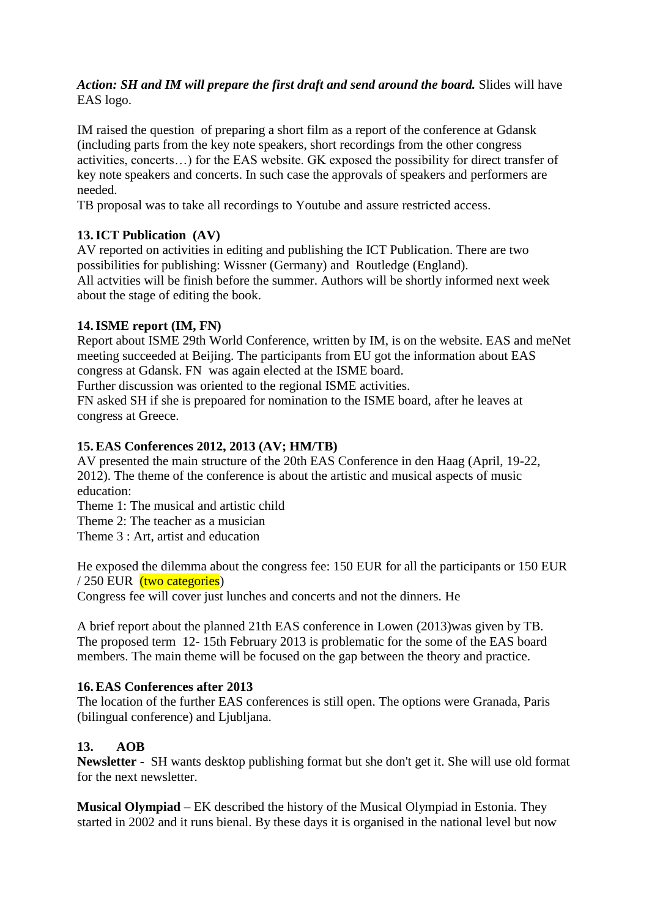***Action: SH and IM will prepare the first draft and send around the board.*** Slides will have EAS logo.

IM raised the question  of preparing a short film as a report of the conference at Gdansk (including parts from the key note speakers, short recordings from the other congress activities, concerts…) for the EAS website. GK exposed the possibility for direct transfer of key note speakers and concerts. In such case the approvals of speakers and performers are needed.
TB proposal was to take all recordings to Youtube and assure restricted access.

**13. ICT Publication  (AV)**
AV reported on activities in editing and publishing the ICT Publication. There are two possibilities for publishing: Wissner (Germany) and  Routledge (England).
All actvities will be finish before the summer. Authors will be shortly informed next week about the stage of editing the book.

**14. ISME report (IM, FN)**
Report about ISME 29th World Conference, written by IM, is on the website. EAS and meNet meeting succeeded at Beijing. The participants from EU got the information about EAS congress at Gdansk. FN  was again elected at the ISME board.
Further discussion was oriented to the regional ISME activities.
FN asked SH if she is prepoared for nomination to the ISME board, after he leaves at congress at Greece.

**15. EAS Conferences 2012, 2013 (AV; HM/TB)**
AV presented the main structure of the 20th EAS Conference in den Haag (April, 19-22, 2012). The theme of the conference is about the artistic and musical aspects of music education:
Theme 1: The musical and artistic child
Theme 2: The teacher as a musician
Theme 3 : Art, artist and education

He exposed the dilemma about the congress fee: 150 EUR for all the participants or 150 EUR / 250 EUR  (two categories)
Congress fee will cover just lunches and concerts and not the dinners. He

A brief report about the planned 21th EAS conference in Lowen (2013)was given by TB. The proposed term  12- 15th February 2013 is problematic for the some of the EAS board members. The main theme will be focused on the gap between the theory and practice.

**16. EAS Conferences after 2013**
The location of the further EAS conferences is still open. The options were Granada, Paris (bilingual conference) and Ljubljana.

**13.  AOB**
**Newsletter -**  SH wants desktop publishing format but she don't get it. She will use old format for the next newsletter.

**Musical Olympiad** – EK described the history of the Musical Olympiad in Estonia. They started in 2002 and it runs bienal. By these days it is organised in the national level but now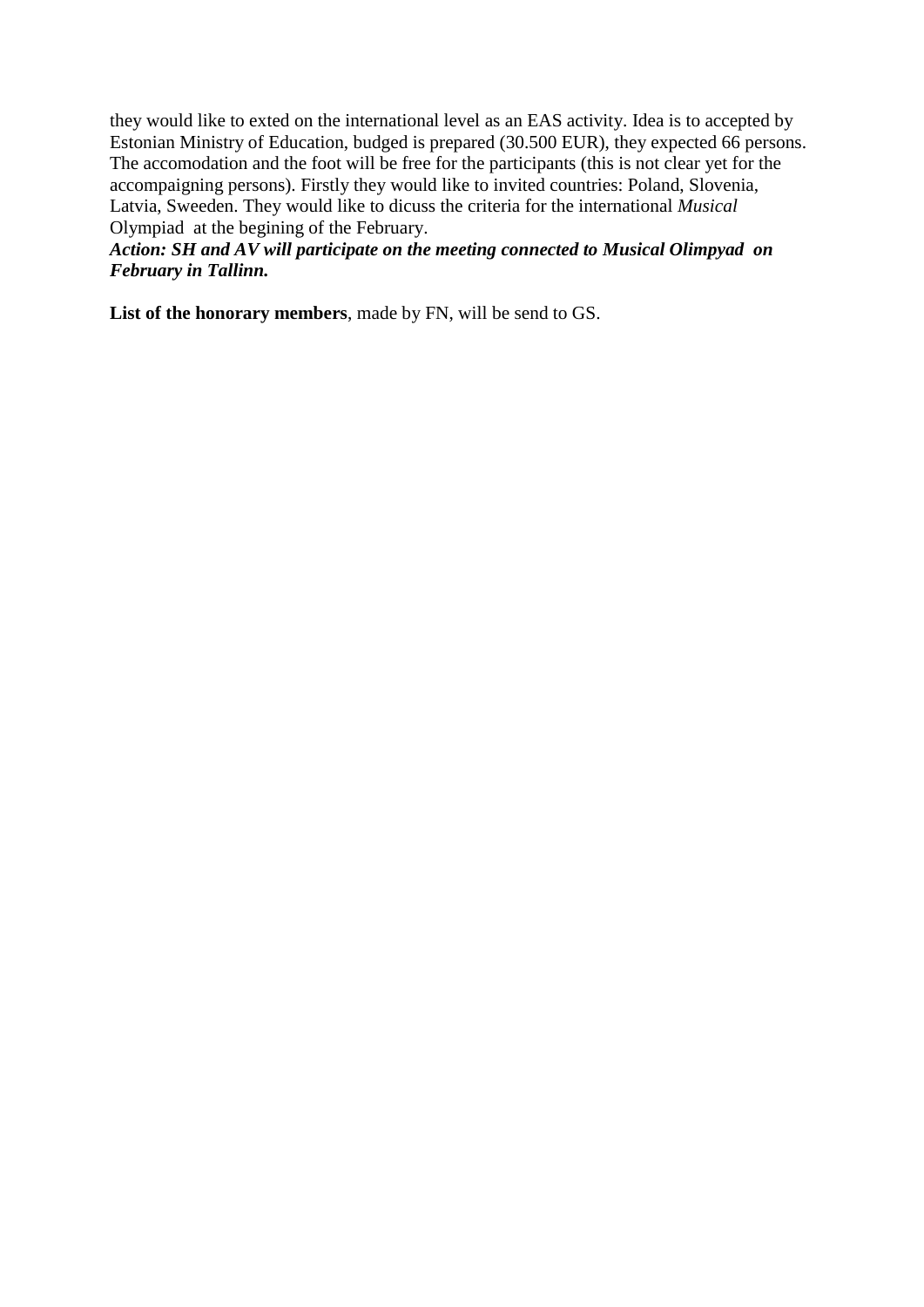they would like to exted on the international level as an EAS activity. Idea is to accepted by Estonian Ministry of Education, budged is prepared (30.500 EUR), they expected 66 persons. The accomodation and the foot will be free for the participants (this is not clear yet for the accompaigning persons). Firstly they would like to invited countries: Poland, Slovenia, Latvia, Sweeden. They would like to dicuss the criteria for the international *Musical* Olympiad at the begining of the February.

***Action: SH and AV will participate on the meeting connected to Musical Olimpyad on February in Tallinn.***

**List of the honorary members**, made by FN, will be send to GS.